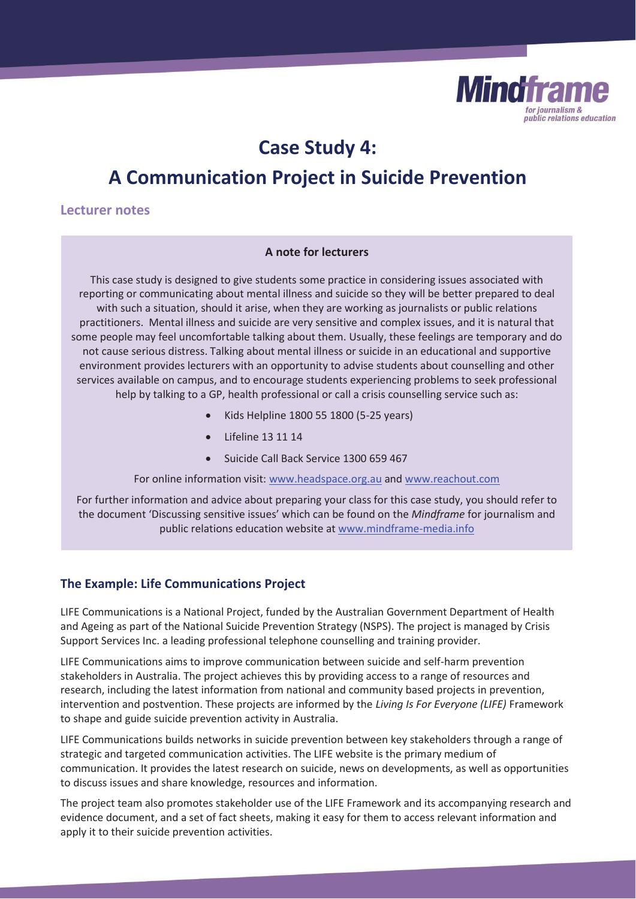# Case Study 4:

# A Communication Project in Suicide Prevention

## Lecturer notes

**A note for lecturers**

This case study is designed to give students some practice in considering issues associated with reporting or communicating about mental illness and suicide so they will be better prepared to deal with such a situation, should it arise, when they are working as journalists or public relations practitioners. Mental illness and suicide are very sensitive and complex issues, and it is natural that some people may feel uncomfortable talking about them. Usually, these feelings are temporary and do not cause serious distress. Talking about mental illness or suicide in an educational and supportive environment provides lecturers with an opportunity to advise students about counselling and other services available on campus, and to encourage students experiencing problems to seek professional help by talking to a GP, health professional or call a crisis counselling service such as:

- Kids Helpline 1800 55 1800 (5-25 years)
- Lifeline 13 11 14
- Suicide Call Back Service 1300 659 467

For online information visit: www.headspace.org.au and www.reachout.com

For further information and advice about preparing your class for this case study, you should refer to the document 'Discussing sensitive issues' which can be found on the *Mindframe* for journalism and public relations education website at www.mindframe-media.info

### The Example: Life Communications Project

LIFE Communications is a National Project, funded by the Australian Government Department of Health and Ageing as part of the National Suicide Prevention Strategy (NSPS). The project is managed by Crisis Support Services Inc. a leading professional telephone counselling and training provider.

LIFE Communications aims to improve communication between suicide and self-harm prevention stakeholders in Australia. The project achieves this by providing access to a range of resources and research, including the latest information from national and community based projects in prevention, intervention and postvention. These projects are informed by the *Living Is For Everyone (LIFE)* Framework to shape and guide suicide prevention activity in Australia.

LIFE Communications builds networks in suicide prevention between key stakeholders through a range of strategic and targeted communication activities. The LIFE website is the primary medium of communication. It provides the latest research on suicide, news on developments, as well as opportunities to discuss issues and share knowledge, resources and information.

The project team also promotes stakeholder use of the LIFE Framework and its accompanying research and evidence document, and a set of fact sheets, making it easy for them to access relevant information and apply it to their suicide prevention activities.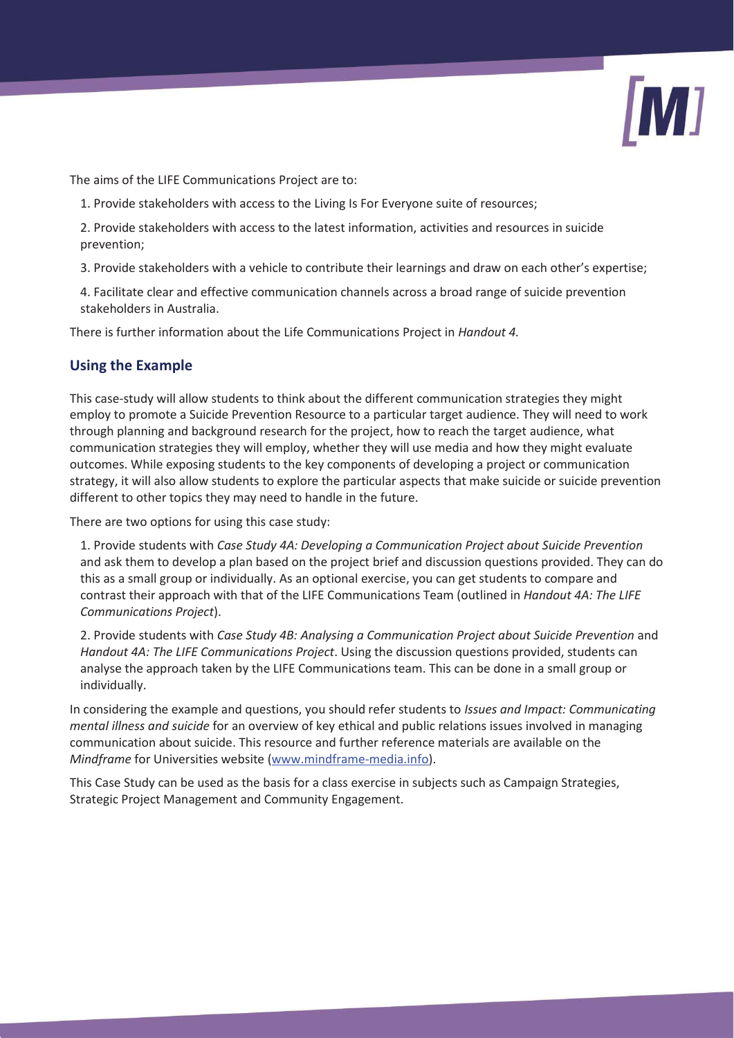The aims of the LIFE Communications Project are to:

1. Provide stakeholders with access to the Living Is For Everyone suite of resources;
2. Provide stakeholders with access to the latest information, activities and resources in suicide prevention;
3. Provide stakeholders with a vehicle to contribute their learnings and draw on each other's expertise;
4. Facilitate clear and effective communication channels across a broad range of suicide prevention stakeholders in Australia.

There is further information about the Life Communications Project in *Handout 4.*

## Using the Example

This case-study will allow students to think about the different communication strategies they might employ to promote a Suicide Prevention Resource to a particular target audience. They will need to work through planning and background research for the project, how to reach the target audience, what communication strategies they will employ, whether they will use media and how they might evaluate outcomes. While exposing students to the key components of developing a project or communication strategy, it will also allow students to explore the particular aspects that make suicide or suicide prevention different to other topics they may need to handle in the future.

There are two options for using this case study:

1. Provide students with *Case Study 4A: Developing a Communication Project about Suicide Prevention* and ask them to develop a plan based on the project brief and discussion questions provided. They can do this as a small group or individually. As an optional exercise, you can get students to compare and contrast their approach with that of the LIFE Communications Team (outlined in *Handout 4A: The LIFE Communications Project*).
2. Provide students with *Case Study 4B: Analysing a Communication Project about Suicide Prevention* and *Handout 4A: The LIFE Communications Project*. Using the discussion questions provided, students can analyse the approach taken by the LIFE Communications team. This can be done in a small group or individually.

In considering the example and questions, you should refer students to *Issues and Impact: Communicating mental illness and suicide* for an overview of key ethical and public relations issues involved in managing communication about suicide. This resource and further reference materials are available on the *Mindframe* for Universities website (www.mindframe-media.info).

This Case Study can be used as the basis for a class exercise in subjects such as Campaign Strategies, Strategic Project Management and Community Engagement.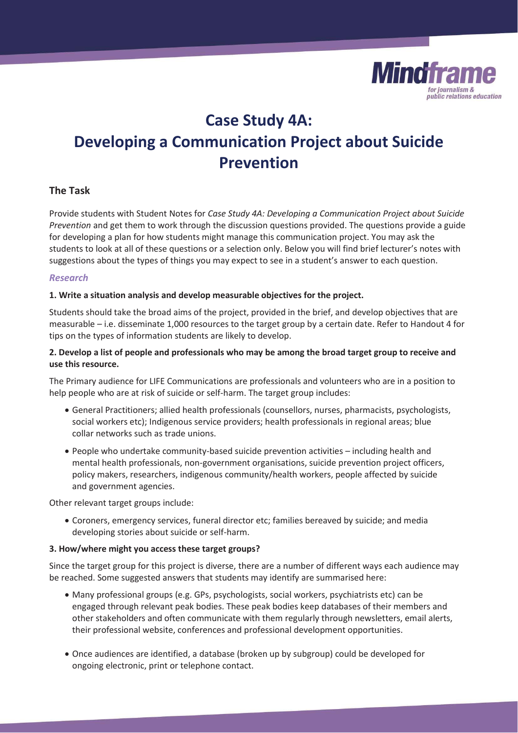# Case Study 4A: Developing a Communication Project about Suicide Prevention

## The Task

Provide students with Student Notes for *Case Study 4A: Developing a Communication Project about Suicide Prevention* and get them to work through the discussion questions provided. The questions provide a guide for developing a plan for how students might manage this communication project. You may ask the students to look at all of these questions or a selection only. Below you will find brief lecturer's notes with suggestions about the types of things you may expect to see in a student's answer to each question.

### *Research*

**1. Write a situation analysis and develop measurable objectives for the project.**

Students should take the broad aims of the project, provided in the brief, and develop objectives that are measurable – i.e. disseminate 1,000 resources to the target group by a certain date. Refer to Handout 4 for tips on the types of information students are likely to develop.

**2. Develop a list of people and professionals who may be among the broad target group to receive and use this resource.**

The Primary audience for LIFE Communications are professionals and volunteers who are in a position to help people who are at risk of suicide or self-harm. The target group includes:

- General Practitioners; allied health professionals (counsellors, nurses, pharmacists, psychologists, social workers etc); Indigenous service providers; health professionals in regional areas; blue collar networks such as trade unions.
- People who undertake community-based suicide prevention activities – including health and mental health professionals, non-government organisations, suicide prevention project officers, policy makers, researchers, indigenous community/health workers, people affected by suicide and government agencies.

Other relevant target groups include:

- Coroners, emergency services, funeral director etc; families bereaved by suicide; and media developing stories about suicide or self-harm.

**3. How/where might you access these target groups?**

Since the target group for this project is diverse, there are a number of different ways each audience may be reached. Some suggested answers that students may identify are summarised here:

- Many professional groups (e.g. GPs, psychologists, social workers, psychiatrists etc) can be engaged through relevant peak bodies. These peak bodies keep databases of their members and other stakeholders and often communicate with them regularly through newsletters, email alerts, their professional website, conferences and professional development opportunities.
- Once audiences are identified, a database (broken up by subgroup) could be developed for ongoing electronic, print or telephone contact.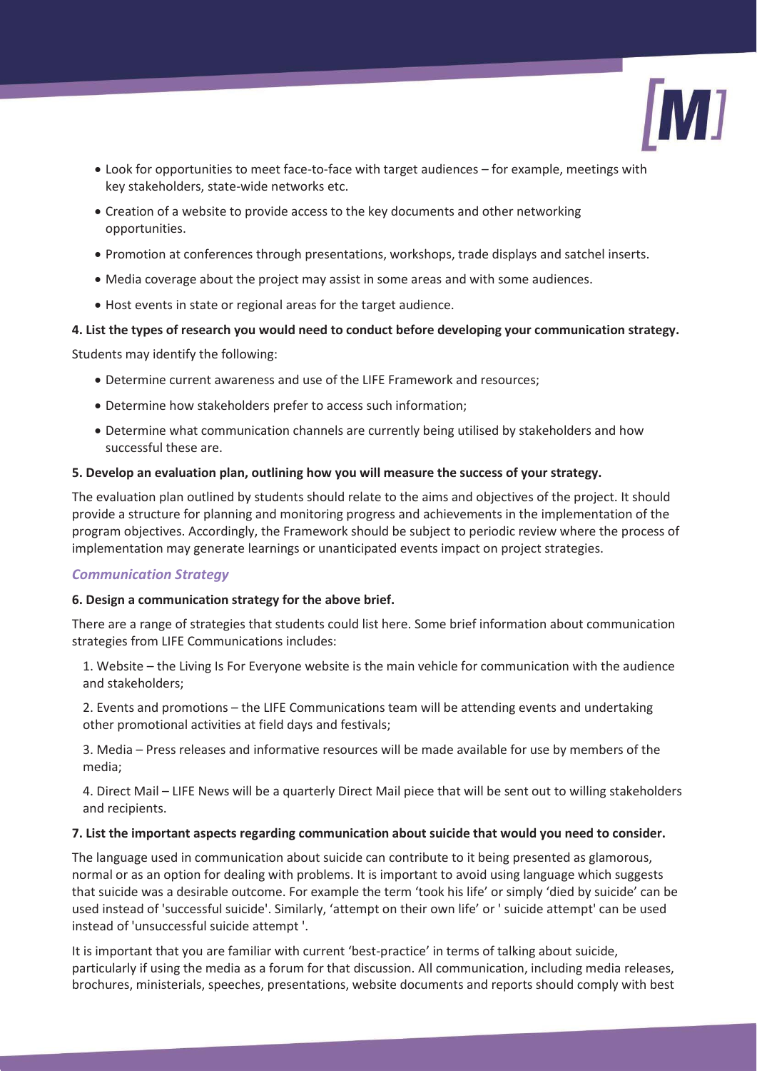- Look for opportunities to meet face-to-face with target audiences – for example, meetings with key stakeholders, state-wide networks etc.
- Creation of a website to provide access to the key documents and other networking opportunities.
- Promotion at conferences through presentations, workshops, trade displays and satchel inserts.
- Media coverage about the project may assist in some areas and with some audiences.
- Host events in state or regional areas for the target audience.

**4. List the types of research you would need to conduct before developing your communication strategy.**

Students may identify the following:

- Determine current awareness and use of the LIFE Framework and resources;
- Determine how stakeholders prefer to access such information;
- Determine what communication channels are currently being utilised by stakeholders and how successful these are.

**5. Develop an evaluation plan, outlining how you will measure the success of your strategy.**

The evaluation plan outlined by students should relate to the aims and objectives of the project. It should provide a structure for planning and monitoring progress and achievements in the implementation of the program objectives. Accordingly, the Framework should be subject to periodic review where the process of implementation may generate learnings or unanticipated events impact on project strategies.

### *Communication Strategy*

**6. Design a communication strategy for the above brief.**

There are a range of strategies that students could list here. Some brief information about communication strategies from LIFE Communications includes:

1. Website – the Living Is For Everyone website is the main vehicle for communication with the audience and stakeholders;

2. Events and promotions – the LIFE Communications team will be attending events and undertaking other promotional activities at field days and festivals;

3. Media – Press releases and informative resources will be made available for use by members of the media;

4. Direct Mail – LIFE News will be a quarterly Direct Mail piece that will be sent out to willing stakeholders and recipients.

**7. List the important aspects regarding communication about suicide that would you need to consider.**

The language used in communication about suicide can contribute to it being presented as glamorous, normal or as an option for dealing with problems. It is important to avoid using language which suggests that suicide was a desirable outcome. For example the term 'took his life' or simply 'died by suicide' can be used instead of 'successful suicide'. Similarly, 'attempt on their own life' or ' suicide attempt' can be used instead of 'unsuccessful suicide attempt '.

It is important that you are familiar with current 'best-practice' in terms of talking about suicide, particularly if using the media as a forum for that discussion. All communication, including media releases, brochures, ministerials, speeches, presentations, website documents and reports should comply with best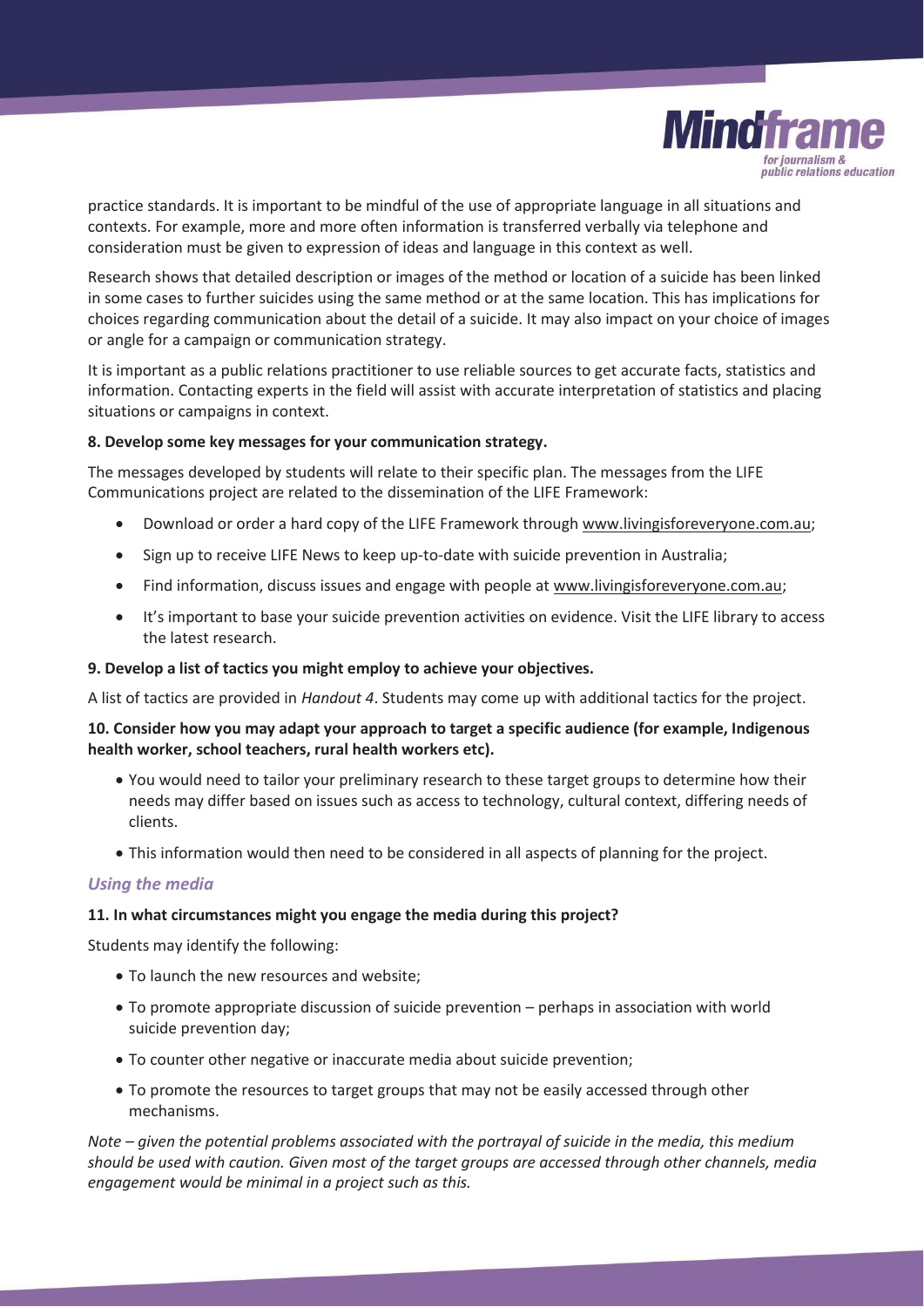practice standards. It is important to be mindful of the use of appropriate language in all situations and contexts. For example, more and more often information is transferred verbally via telephone and consideration must be given to expression of ideas and language in this context as well.

Research shows that detailed description or images of the method or location of a suicide has been linked in some cases to further suicides using the same method or at the same location. This has implications for choices regarding communication about the detail of a suicide. It may also impact on your choice of images or angle for a campaign or communication strategy.

It is important as a public relations practitioner to use reliable sources to get accurate facts, statistics and information. Contacting experts in the field will assist with accurate interpretation of statistics and placing situations or campaigns in context.

**8. Develop some key messages for your communication strategy.**

The messages developed by students will relate to their specific plan. The messages from the LIFE Communications project are related to the dissemination of the LIFE Framework:

- Download or order a hard copy of the LIFE Framework through www.livingisforeveryone.com.au;
- Sign up to receive LIFE News to keep up-to-date with suicide prevention in Australia;
- Find information, discuss issues and engage with people at www.livingisforeveryone.com.au;
- It's important to base your suicide prevention activities on evidence. Visit the LIFE library to access the latest research.

**9. Develop a list of tactics you might employ to achieve your objectives.**

A list of tactics are provided in *Handout 4*. Students may come up with additional tactics for the project.

**10. Consider how you may adapt your approach to target a specific audience (for example, Indigenous health worker, school teachers, rural health workers etc).**

- You would need to tailor your preliminary research to these target groups to determine how their needs may differ based on issues such as access to technology, cultural context, differing needs of clients.
- This information would then need to be considered in all aspects of planning for the project.

### *Using the media*

**11. In what circumstances might you engage the media during this project?**

Students may identify the following:

- To launch the new resources and website;
- To promote appropriate discussion of suicide prevention – perhaps in association with world suicide prevention day;
- To counter other negative or inaccurate media about suicide prevention;
- To promote the resources to target groups that may not be easily accessed through other mechanisms.

*Note – given the potential problems associated with the portrayal of suicide in the media, this medium should be used with caution. Given most of the target groups are accessed through other channels, media engagement would be minimal in a project such as this.*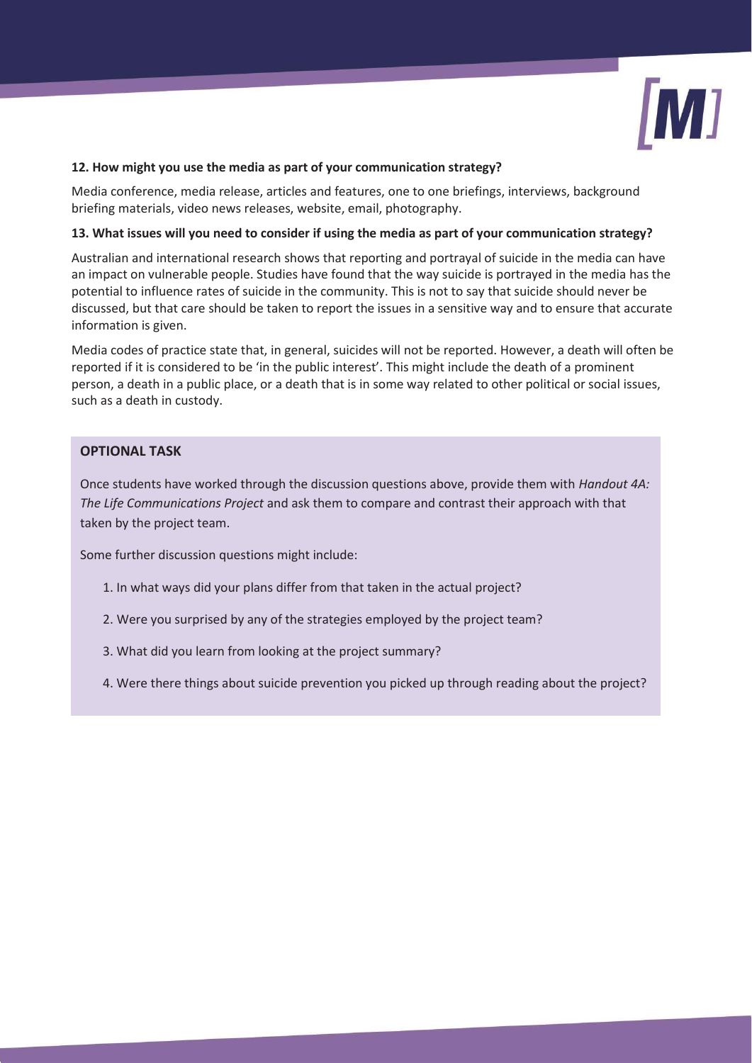**12. How might you use the media as part of your communication strategy?**

Media conference, media release, articles and features, one to one briefings, interviews, background briefing materials, video news releases, website, email, photography.

**13. What issues will you need to consider if using the media as part of your communication strategy?**

Australian and international research shows that reporting and portrayal of suicide in the media can have an impact on vulnerable people. Studies have found that the way suicide is portrayed in the media has the potential to influence rates of suicide in the community. This is not to say that suicide should never be discussed, but that care should be taken to report the issues in a sensitive way and to ensure that accurate information is given.

Media codes of practice state that, in general, suicides will not be reported. However, a death will often be reported if it is considered to be 'in the public interest'. This might include the death of a prominent person, a death in a public place, or a death that is in some way related to other political or social issues, such as a death in custody.

**OPTIONAL TASK**

Once students have worked through the discussion questions above, provide them with *Handout 4A: The Life Communications Project* and ask them to compare and contrast their approach with that taken by the project team.

Some further discussion questions might include:

1. In what ways did your plans differ from that taken in the actual project?
2. Were you surprised by any of the strategies employed by the project team?
3. What did you learn from looking at the project summary?
4. Were there things about suicide prevention you picked up through reading about the project?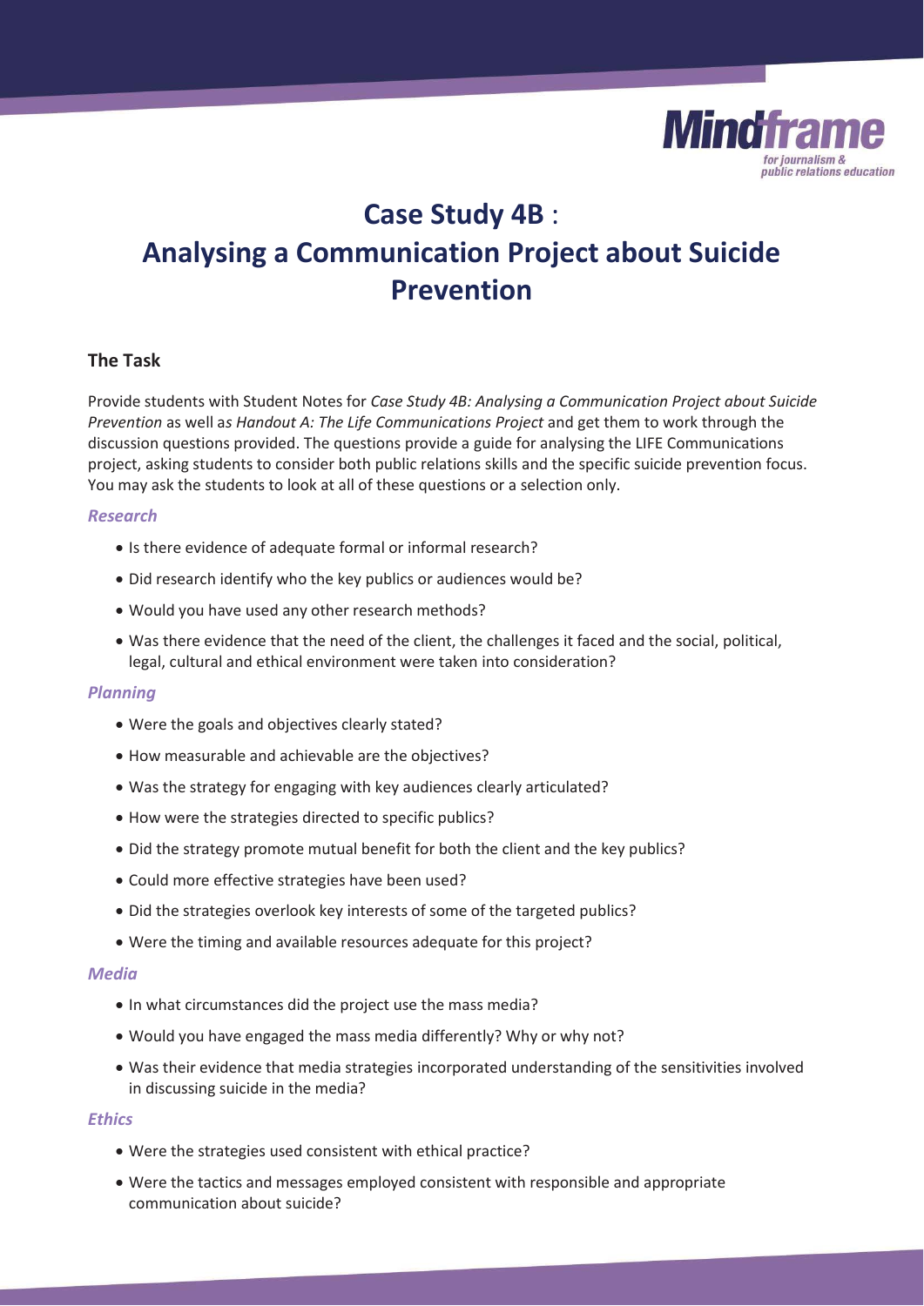# Case Study 4B : Analysing a Communication Project about Suicide Prevention

## The Task

Provide students with Student Notes for *Case Study 4B: Analysing a Communication Project about Suicide Prevention* as well as *Handout A: The Life Communications Project* and get them to work through the discussion questions provided. The questions provide a guide for analysing the LIFE Communications project, asking students to consider both public relations skills and the specific suicide prevention focus. You may ask the students to look at all of these questions or a selection only.

### *Research*

- Is there evidence of adequate formal or informal research?
- Did research identify who the key publics or audiences would be?
- Would you have used any other research methods?
- Was there evidence that the need of the client, the challenges it faced and the social, political, legal, cultural and ethical environment were taken into consideration?

### *Planning*

- Were the goals and objectives clearly stated?
- How measurable and achievable are the objectives?
- Was the strategy for engaging with key audiences clearly articulated?
- How were the strategies directed to specific publics?
- Did the strategy promote mutual benefit for both the client and the key publics?
- Could more effective strategies have been used?
- Did the strategies overlook key interests of some of the targeted publics?
- Were the timing and available resources adequate for this project?

### *Media*

- In what circumstances did the project use the mass media?
- Would you have engaged the mass media differently? Why or why not?
- Was their evidence that media strategies incorporated understanding of the sensitivities involved in discussing suicide in the media?

### *Ethics*

- Were the strategies used consistent with ethical practice?
- Were the tactics and messages employed consistent with responsible and appropriate communication about suicide?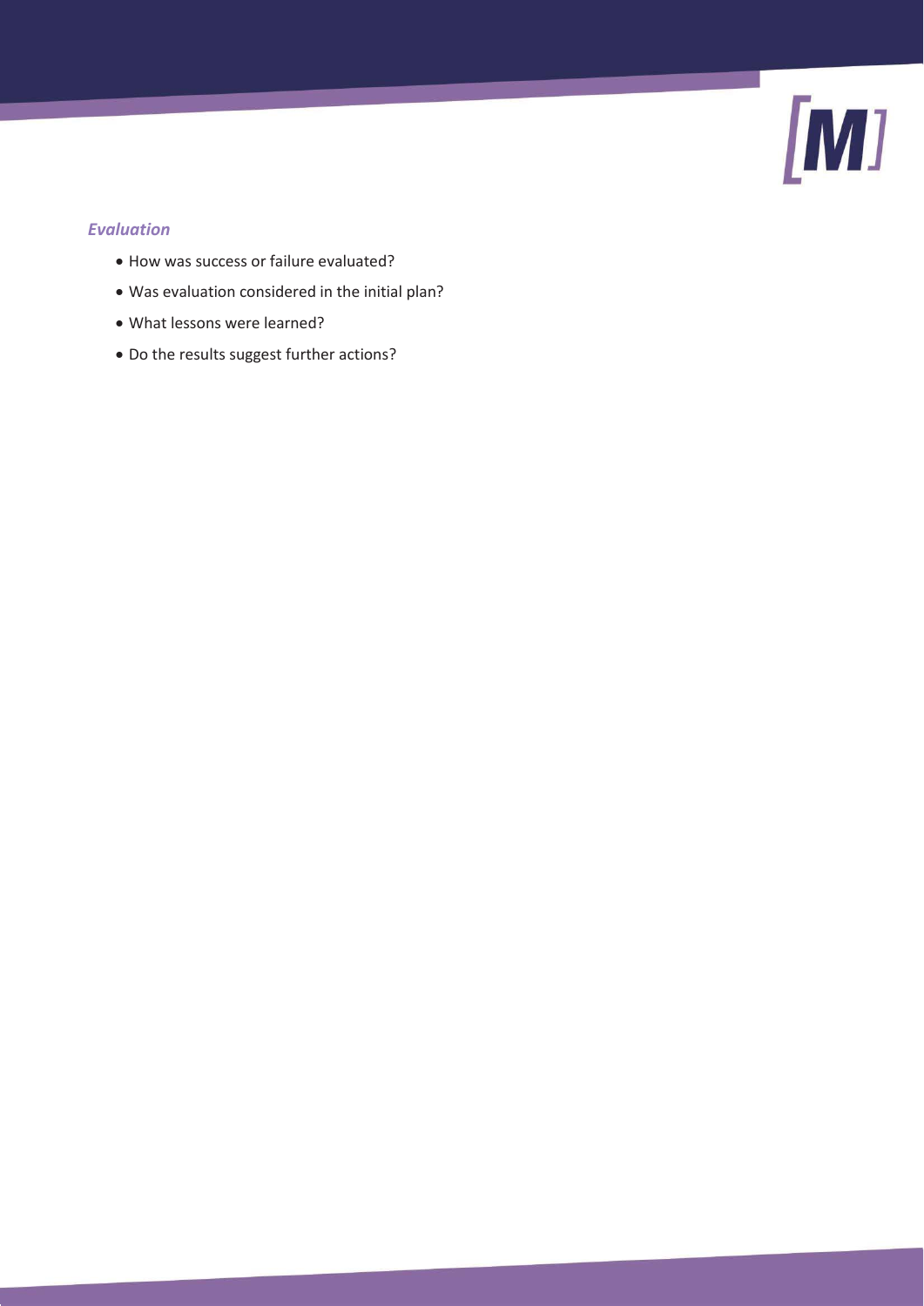*Evaluation*

- How was success or failure evaluated?
- Was evaluation considered in the initial plan?
- What lessons were learned?
- Do the results suggest further actions?